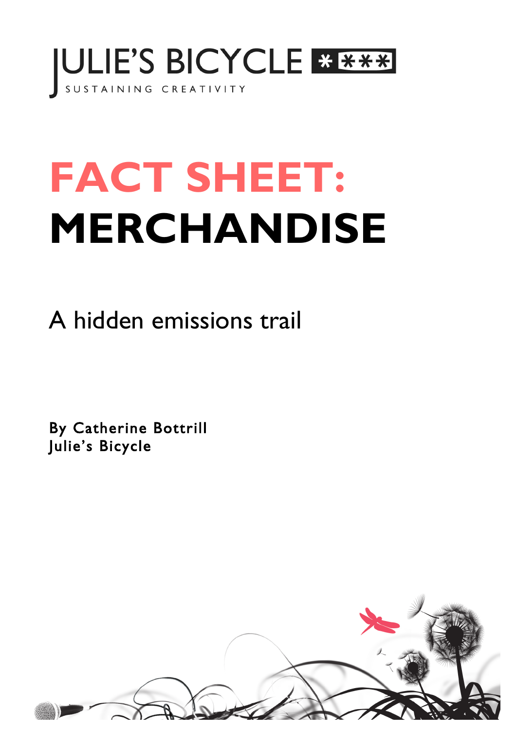JULIE'S BICYCLE

SUSTAINING CREATIVITY

# FACT SHEET: MERCHANDISE

## A hidden emissions trail

By Catherine Bottrill
Julie's Bicycle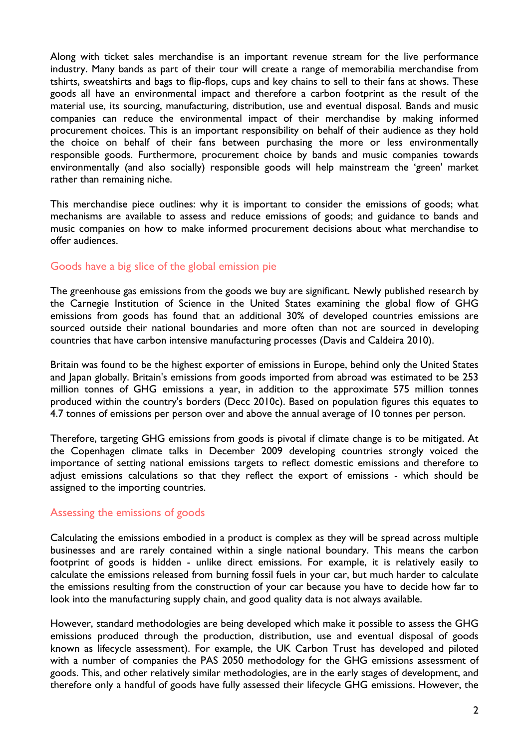Along with ticket sales merchandise is an important revenue stream for the live performance industry. Many bands as part of their tour will create a range of memorabilia merchandise from tshirts, sweatshirts and bags to flip-flops, cups and key chains to sell to their fans at shows. These goods all have an environmental impact and therefore a carbon footprint as the result of the material use, its sourcing, manufacturing, distribution, use and eventual disposal. Bands and music companies can reduce the environmental impact of their merchandise by making informed procurement choices. This is an important responsibility on behalf of their audience as they hold the choice on behalf of their fans between purchasing the more or less environmentally responsible goods. Furthermore, procurement choice by bands and music companies towards environmentally (and also socially) responsible goods will help mainstream the 'green' market rather than remaining niche.

This merchandise piece outlines: why it is important to consider the emissions of goods; what mechanisms are available to assess and reduce emissions of goods; and guidance to bands and music companies on how to make informed procurement decisions about what merchandise to offer audiences.

## Goods have a big slice of the global emission pie

The greenhouse gas emissions from the goods we buy are significant. Newly published research by the Carnegie Institution of Science in the United States examining the global flow of GHG emissions from goods has found that an additional 30% of developed countries emissions are sourced outside their national boundaries and more often than not are sourced in developing countries that have carbon intensive manufacturing processes (Davis and Caldeira 2010).

Britain was found to be the highest exporter of emissions in Europe, behind only the United States and Japan globally. Britain's emissions from goods imported from abroad was estimated to be 253 million tonnes of GHG emissions a year, in addition to the approximate 575 million tonnes produced within the country's borders (Decc 2010c). Based on population figures this equates to 4.7 tonnes of emissions per person over and above the annual average of 10 tonnes per person.

Therefore, targeting GHG emissions from goods is pivotal if climate change is to be mitigated. At the Copenhagen climate talks in December 2009 developing countries strongly voiced the importance of setting national emissions targets to reflect domestic emissions and therefore to adjust emissions calculations so that they reflect the export of emissions - which should be assigned to the importing countries.

## Assessing the emissions of goods

Calculating the emissions embodied in a product is complex as they will be spread across multiple businesses and are rarely contained within a single national boundary. This means the carbon footprint of goods is hidden - unlike direct emissions. For example, it is relatively easily to calculate the emissions released from burning fossil fuels in your car, but much harder to calculate the emissions resulting from the construction of your car because you have to decide how far to look into the manufacturing supply chain, and good quality data is not always available.

However, standard methodologies are being developed which make it possible to assess the GHG emissions produced through the production, distribution, use and eventual disposal of goods known as lifecycle assessment). For example, the UK Carbon Trust has developed and piloted with a number of companies the PAS 2050 methodology for the GHG emissions assessment of goods. This, and other relatively similar methodologies, are in the early stages of development, and therefore only a handful of goods have fully assessed their lifecycle GHG emissions. However, the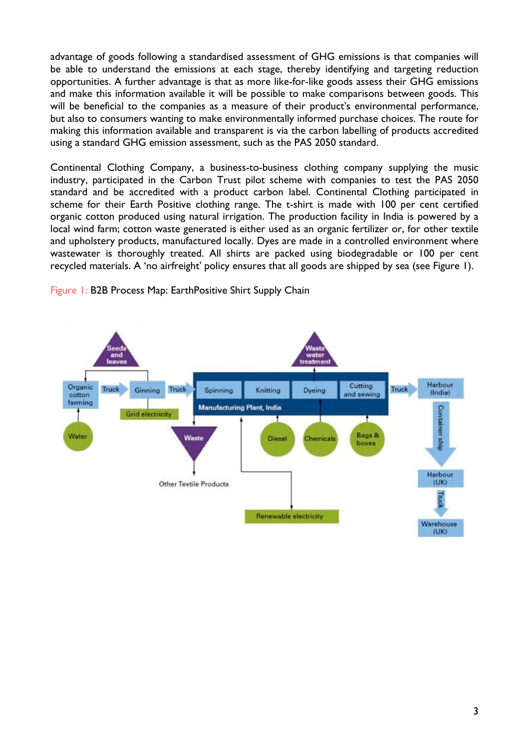advantage of goods following a standardised assessment of GHG emissions is that companies will be able to understand the emissions at each stage, thereby identifying and targeting reduction opportunities. A further advantage is that as more like-for-like goods assess their GHG emissions and make this information available it will be possible to make comparisons between goods. This will be beneficial to the companies as a measure of their product's environmental performance, but also to consumers wanting to make environmentally informed purchase choices. The route for making this information available and transparent is via the carbon labelling of products accredited using a standard GHG emission assessment, such as the PAS 2050 standard.

Continental Clothing Company, a business-to-business clothing company supplying the music industry, participated in the Carbon Trust pilot scheme with companies to test the PAS 2050 standard and be accredited with a product carbon label. Continental Clothing participated in scheme for their Earth Positive clothing range. The t-shirt is made with 100 per cent certified organic cotton produced using natural irrigation. The production facility in India is powered by a local wind farm; cotton waste generated is either used as an organic fertilizer or, for other textile and upholstery products, manufactured locally. Dyes are made in a controlled environment where wastewater is thoroughly treated. All shirts are packed using biodegradable or 100 per cent recycled materials. A 'no airfreight' policy ensures that all goods are shipped by sea (see Figure 1).

Figure 1: B2B Process Map: EarthPositive Shirt Supply Chain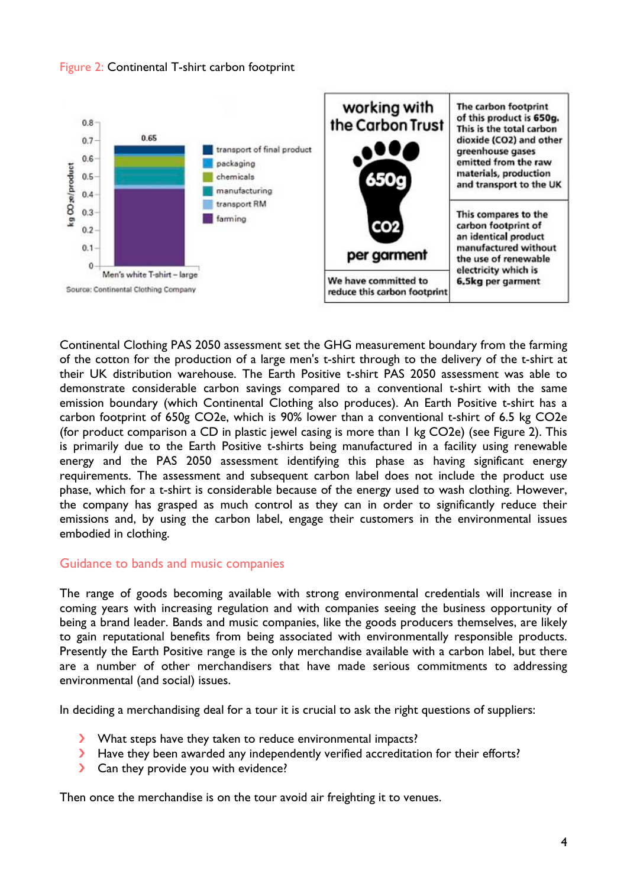Figure 2: Continental T-shirt carbon footprint

0.8
0.7
0.6
0.5
0.4
0.3
0.2
0.1
0
kg CO2e/product
0.65
Men's white T-shirt – large
transport of final product
packaging
chemicals
manufacturing
transport RM
farming
Source: Continental Clothing Company

working with the Carbon Trust
650g
CO2
per garment
We have committed to reduce this carbon footprint

The carbon footprint of this product is **650g.** This is the total carbon dioxide (CO2) and other greenhouse gases emitted from the raw materials, production and transport to the UK

This compares to the carbon footprint of an identical product manufactured without the use of renewable electricity which is **6.5kg per garment**

Continental Clothing PAS 2050 assessment set the GHG measurement boundary from the farming of the cotton for the production of a large men's t-shirt through to the delivery of the t-shirt at their UK distribution warehouse. The Earth Positive t-shirt PAS 2050 assessment was able to demonstrate considerable carbon savings compared to a conventional t-shirt with the same emission boundary (which Continental Clothing also produces). An Earth Positive t-shirt has a carbon footprint of 650g $CO_2e$, which is 90% lower than a conventional t-shirt of 6.5 kg $CO_2e$ (for product comparison a CD in plastic jewel casing is more than 1 kg $CO_2e$) (see Figure 2). This is primarily due to the Earth Positive t-shirts being manufactured in a facility using renewable energy and the PAS 2050 assessment identifying this phase as having significant energy requirements. The assessment and subsequent carbon label does not include the product use phase, which for a t-shirt is considerable because of the energy used to wash clothing. However, the company has grasped as much control as they can in order to significantly reduce their emissions and, by using the carbon label, engage their customers in the environmental issues embodied in clothing.

## Guidance to bands and music companies

The range of goods becoming available with strong environmental credentials will increase in coming years with increasing regulation and with companies seeing the business opportunity of being a brand leader. Bands and music companies, like the goods producers themselves, are likely to gain reputational benefits from being associated with environmentally responsible products. Presently the Earth Positive range is the only merchandise available with a carbon label, but there are a number of other merchandisers that have made serious commitments to addressing environmental (and social) issues.

In deciding a merchandising deal for a tour it is crucial to ask the right questions of suppliers:

- What steps have they taken to reduce environmental impacts?
- Have they been awarded any independently verified accreditation for their efforts?
- Can they provide you with evidence?

Then once the merchandise is on the tour avoid air freighting it to venues.